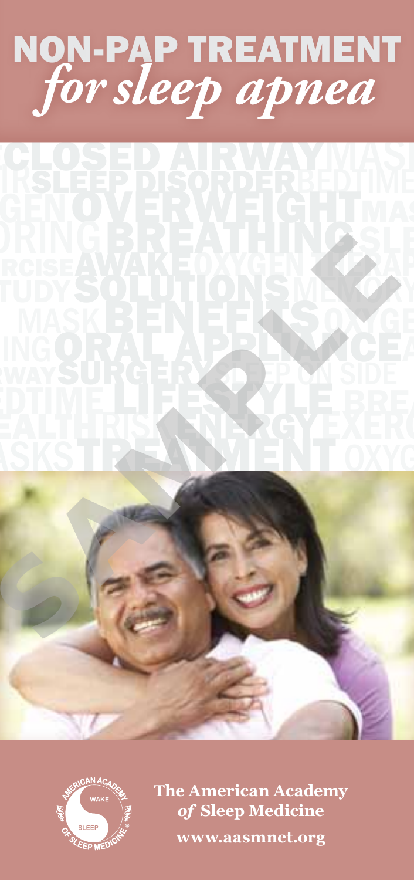# NON-PAP TREATMENT *for sleep apnea*

**The American Academy *of* Sleep Medicine**

**www.aasmnet.org**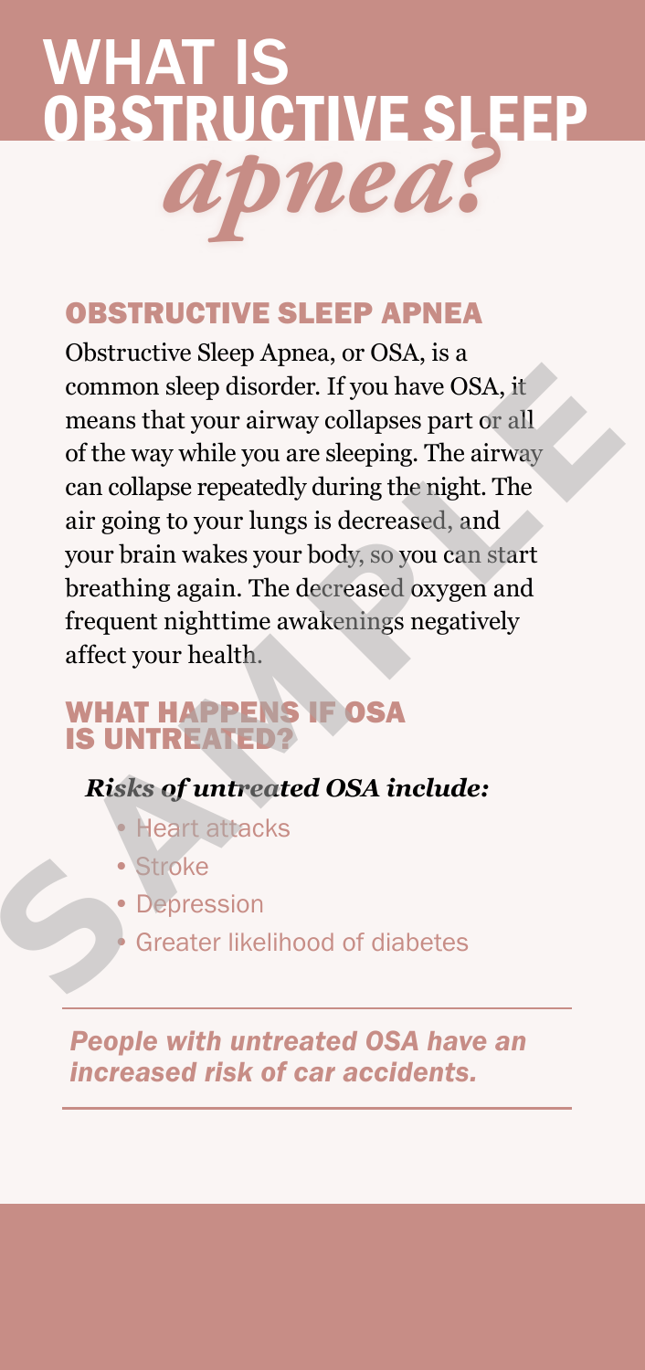# WHAT IS OBSTRUCTIVE SLEEP *apnea?*

## OBSTRUCTIVE SLEEP APNEA

Obstructive Sleep Apnea, or OSA, is a common sleep disorder. If you have OSA, it means that your airway collapses part or all of the way while you are sleeping. The airway can collapse repeatedly during the night. The air going to your lungs is decreased, and your brain wakes your body, so you can start breathing again. The decreased oxygen and frequent nighttime awakenings negatively affect your health.

## WHAT HAPPENS IF OSA IS UNTREATED?

***Risks of untreated OSA include:***

- Heart attacks
- Stroke
- Depression
- Greater likelihood of diabetes

---

***People with untreated OSA have an increased risk of car accidents.***

---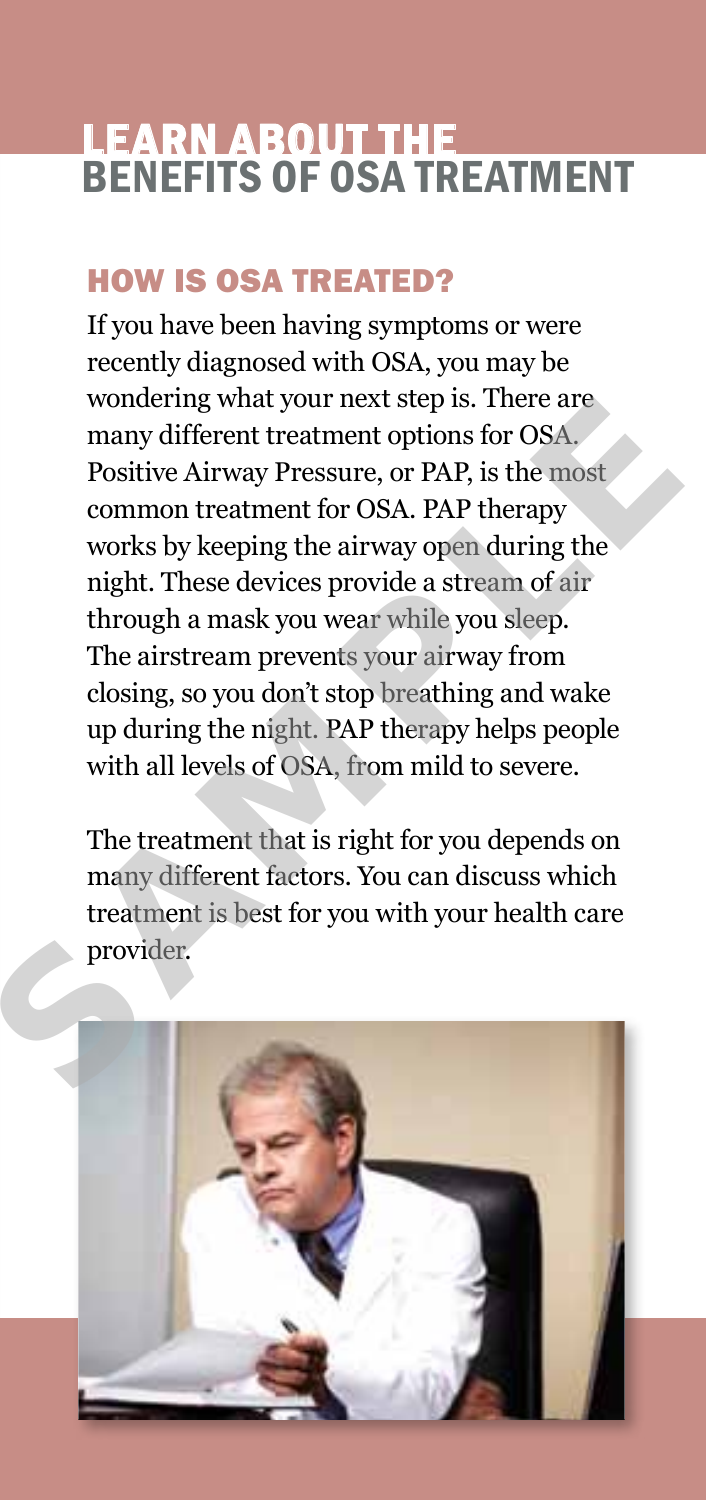# LEARN ABOUT THE BENEFITS OF OSA TREATMENT

## HOW IS OSA TREATED?

If you have been having symptoms or were recently diagnosed with OSA, you may be wondering what your next step is. There are many different treatment options for OSA. Positive Airway Pressure, or PAP, is the most common treatment for OSA. PAP therapy works by keeping the airway open during the night. These devices provide a stream of air through a mask you wear while you sleep. The airstream prevents your airway from closing, so you don't stop breathing and wake up during the night. PAP therapy helps people with all levels of OSA, from mild to severe.

The treatment that is right for you depends on many different factors. You can discuss which treatment is best for you with your health care provider.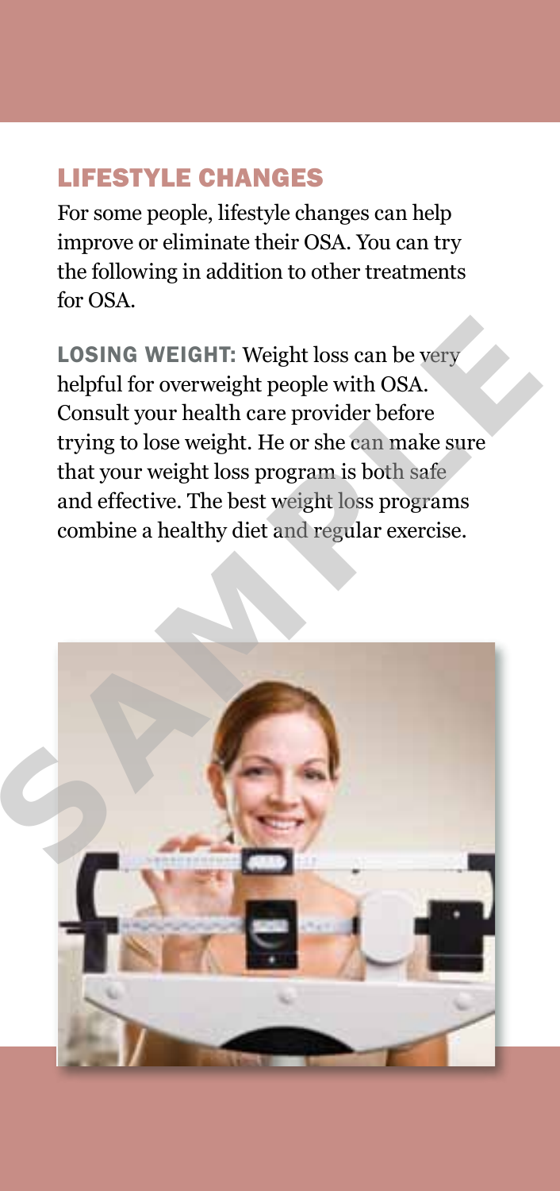## LIFESTYLE CHANGES

For some people, lifestyle changes can help improve or eliminate their OSA. You can try the following in addition to other treatments for OSA.

**LOSING WEIGHT:** Weight loss can be very helpful for overweight people with OSA. Consult your health care provider before trying to lose weight. He or she can make sure that your weight loss program is both safe and effective. The best weight loss programs combine a healthy diet and regular exercise.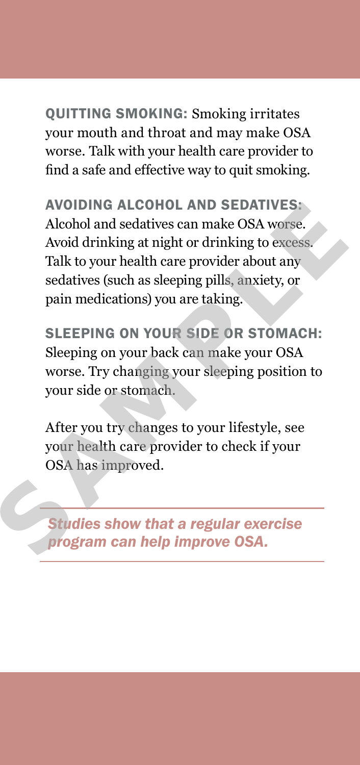**QUITTING SMOKING:** Smoking irritates your mouth and throat and may make OSA worse. Talk with your health care provider to find a safe and effective way to quit smoking.

**AVOIDING ALCOHOL AND SEDATIVES:** Alcohol and sedatives can make OSA worse. Avoid drinking at night or drinking to excess. Talk to your health care provider about any sedatives (such as sleeping pills, anxiety, or pain medications) you are taking.

**SLEEPING ON YOUR SIDE OR STOMACH:** Sleeping on your back can make your OSA worse. Try changing your sleeping position to your side or stomach.

After you try changes to your lifestyle, see your health care provider to check if your OSA has improved.

---

*Studies show that a regular exercise program can help improve OSA.*

---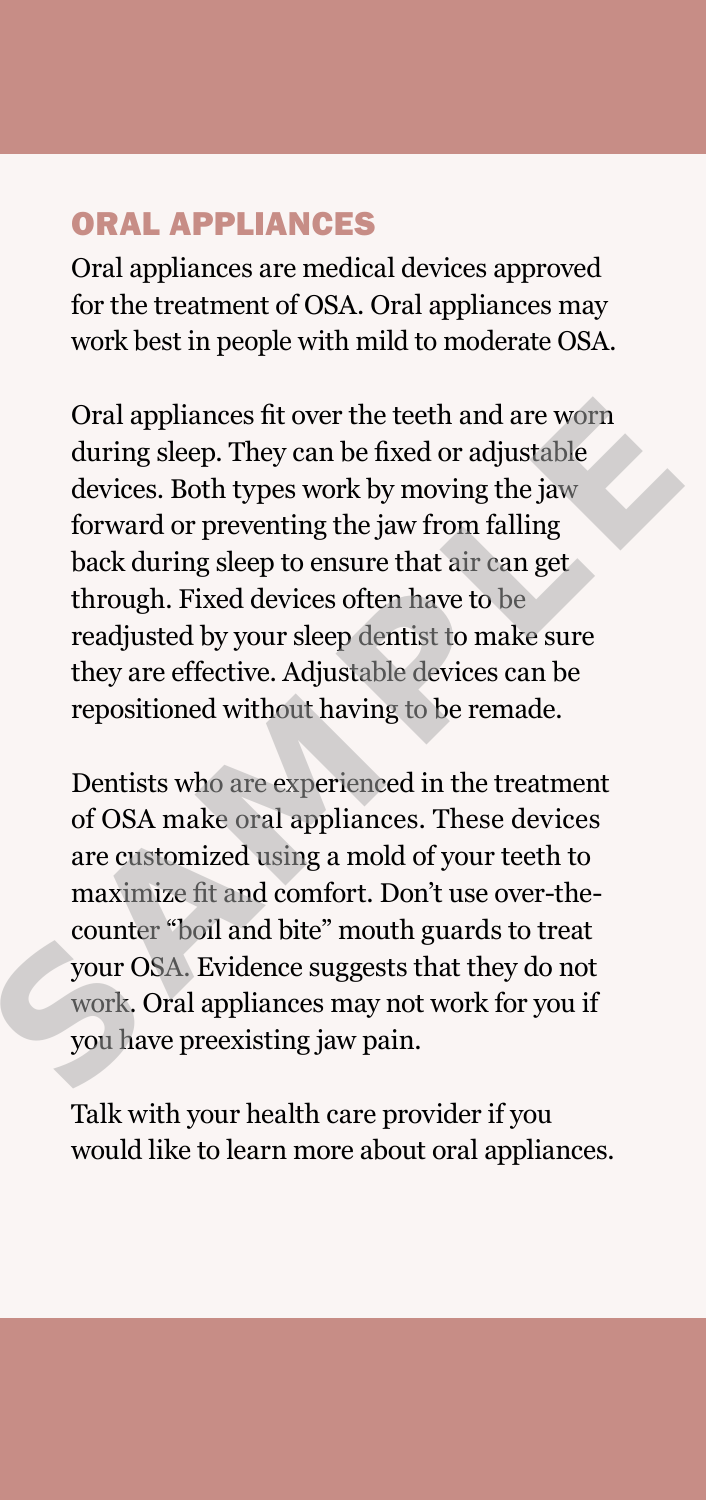## ORAL APPLIANCES

Oral appliances are medical devices approved for the treatment of OSA. Oral appliances may work best in people with mild to moderate OSA.

Oral appliances fit over the teeth and are worn during sleep. They can be fixed or adjustable devices. Both types work by moving the jaw forward or preventing the jaw from falling back during sleep to ensure that air can get through. Fixed devices often have to be readjusted by your sleep dentist to make sure they are effective. Adjustable devices can be repositioned without having to be remade.

Dentists who are experienced in the treatment of OSA make oral appliances. These devices are customized using a mold of your teeth to maximize fit and comfort. Don't use over-the-counter "boil and bite" mouth guards to treat your OSA. Evidence suggests that they do not work. Oral appliances may not work for you if you have preexisting jaw pain.

Talk with your health care provider if you would like to learn more about oral appliances.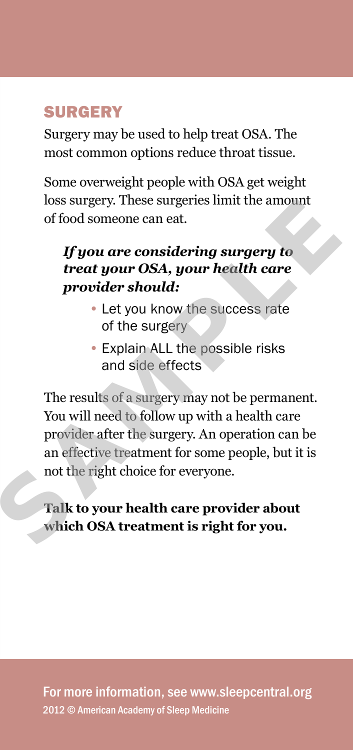## SURGERY

Surgery may be used to help treat OSA. The most common options reduce throat tissue.

Some overweight people with OSA get weight loss surgery. These surgeries limit the amount of food someone can eat.

***If you are considering surgery to treat your OSA, your health care provider should:***

- Let you know the success rate of the surgery
- Explain ALL the possible risks and side effects

The results of a surgery may not be permanent. You will need to follow up with a health care provider after the surgery. An operation can be an effective treatment for some people, but it is not the right choice for everyone.

**Talk to your health care provider about which OSA treatment is right for you.**

For more information, see www.sleepcentral.org

2012 © American Academy of Sleep Medicine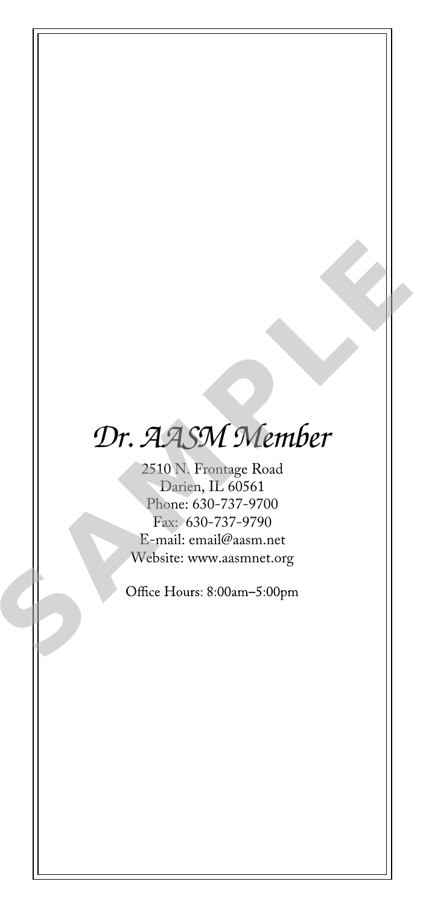# *Dr. AASM Member*

2510 N. Frontage Road
Darien, IL 60561
Phone: 630-737-9700
Fax: 630-737-9790
E-mail: email@aasm.net
Website: www.aasmnet.org

Office Hours: 8:00am–5:00pm

SAMPLE